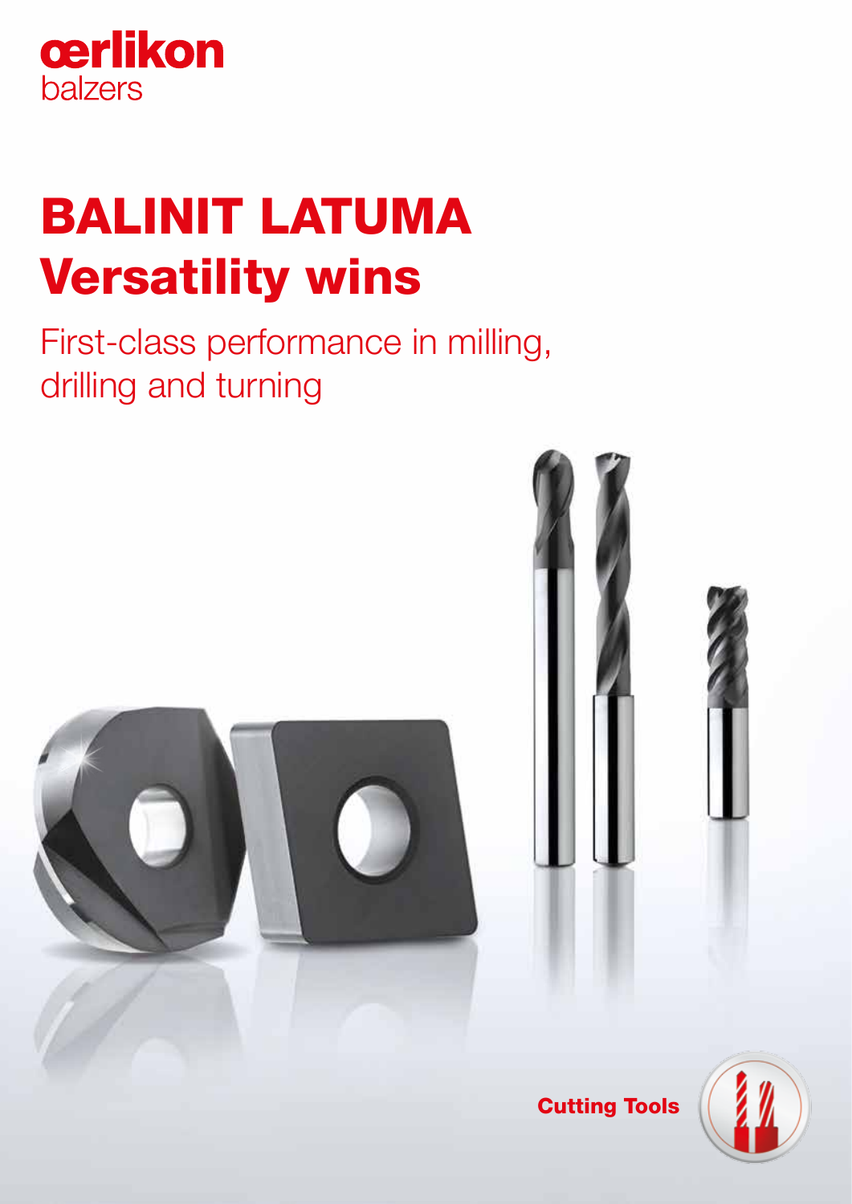oerlikon
balzers

# BALINIT LATUMA
# Versatility wins

First-class performance in milling, drilling and turning

**Cutting Tools**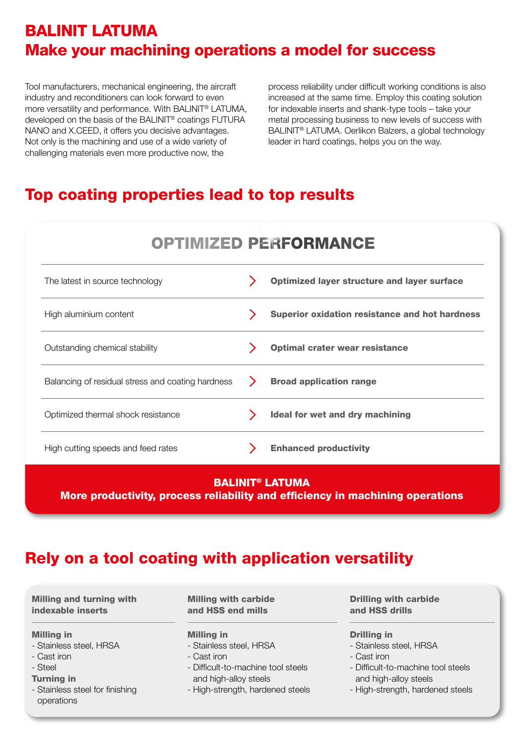# BALINIT LATUMA
## Make your machining operations a model for success

Tool manufacturers, mechanical engineering, the aircraft industry and reconditioners can look forward to even more versatility and performance. With BALINIT® LATUMA, developed on the basis of the BALINIT® coatings FUTURA NANO and X.CEED, it offers you decisive advantages. Not only is the machining and use of a wide variety of challenging materials even more productive now, the process reliability under difficult working conditions is also increased at the same time. Employ this coating solution for indexable inserts and shank-type tools – take your metal processing business to new levels of success with BALINIT® LATUMA. Oerlikon Balzers, a global technology leader in hard coatings, helps you on the way.

## Top coating properties lead to top results

### OPTIMIZED PERFORMANCE

| | | |
|---|---|---|
| The latest in source technology | › | **Optimized layer structure and layer surface** |
| High aluminium content | › | **Superior oxidation resistance and hot hardness** |
| Outstanding chemical stability | › | **Optimal crater wear resistance** |
| Balancing of residual stress and coating hardness | › | **Broad application range** |
| Optimized thermal shock resistance | › | **Ideal for wet and dry machining** |
| High cutting speeds and feed rates | › | **Enhanced productivity** |

**BALINIT® LATUMA**
**More productivity, process reliability and efficiency in machining operations**

## Rely on a tool coating with application versatility

**Milling and turning with indexable inserts**

**Milling in**
- Stainless steel, HRSA
- Cast iron
- Steel

**Turning in**
- Stainless steel for finishing operations

**Milling with carbide and HSS end mills**

**Milling in**
- Stainless steel, HRSA
- Cast iron
- Difficult-to-machine tool steels and high-alloy steels
- High-strength, hardened steels

**Drilling with carbide and HSS drills**

**Drilling in**
- Stainless steel, HRSA
- Cast iron
- Difficult-to-machine tool steels and high-alloy steels
- High-strength, hardened steels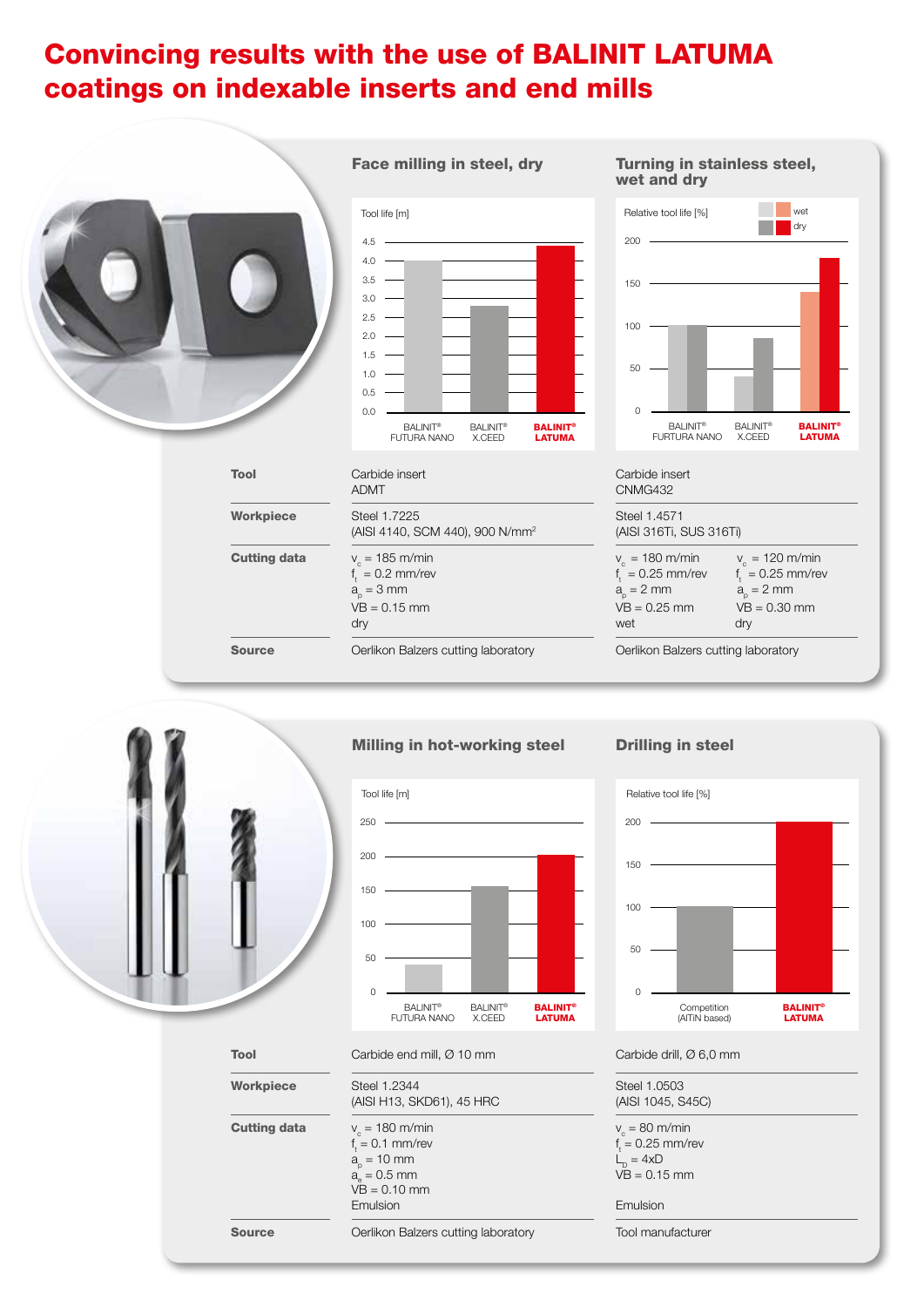# Convincing results with the use of BALINIT LATUMA coatings on indexable inserts and end mills

## Face milling in steel, dry

Tool life [m]

| Coating | Tool life [m] |
|---|---|
| BALINIT® FUTURA NANO | ~4.0 |
| BALINIT® X.CEED | ~2.8 |
| BALINIT® LATUMA | ~4.4 |

## Turning in stainless steel, wet and dry

Relative tool life [%]

| Coating | wet | dry |
|---|---|---|
| BALINIT® FUTURA NANO | ~100 | ~100 |
| BALINIT® X.CEED | ~40 | ~85 |
| BALINIT® LATUMA | ~140 | ~180 |

| | Face milling in steel, dry | Turning in stainless steel, wet and dry | |
|---|---|---|---|
| **Tool** | Carbide insert ADMT | Carbide insert CNMG432 | |
| **Workpiece** | Steel 1.7225 (AISI 4140, SCM 440), 900 N/mm² | Steel 1.4571 (AISI 316Ti, SUS 316Ti) | |
| **Cutting data** | $v_c$ = 185 m/min<br>$f_t$ = 0.2 mm/rev<br>$a_p$ = 3 mm<br>VB = 0.15 mm<br>dry | $v_c$ = 180 m/min<br>$f_t$ = 0.25 mm/rev<br>$a_p$ = 2 mm<br>VB = 0.25 mm<br>wet | $v_c$ = 120 m/min<br>$f_t$ = 0.25 mm/rev<br>$a_p$ = 2 mm<br>VB = 0.30 mm<br>dry |
| **Source** | Oerlikon Balzers cutting laboratory | Oerlikon Balzers cutting laboratory | |

## Milling in hot-working steel

Tool life [m]

| Coating | Tool life [m] |
|---|---|
| BALINIT® FUTURA NANO | ~40 |
| BALINIT® X.CEED | ~155 |
| BALINIT® LATUMA | ~200 |

## Drilling in steel

Relative tool life [%]

| Coating | Relative tool life [%] |
|---|---|
| Competition (AlTiN based) | ~100 |
| BALINIT® LATUMA | ~200 |

| | Milling in hot-working steel | Drilling in steel |
|---|---|---|
| **Tool** | Carbide end mill, Ø 10 mm | Carbide drill, Ø 6,0 mm |
| **Workpiece** | Steel 1.2344 (AISI H13, SKD61), 45 HRC | Steel 1.0503 (AISI 1045, S45C) |
| **Cutting data** | $v_c$ = 180 m/min<br>$f_t$ = 0.1 mm/rev<br>$a_p$ = 10 mm<br>$a_e$ = 0.5 mm<br>VB = 0.10 mm<br>Emulsion | $v_c$ = 80 m/min<br>$f_t$ = 0.25 mm/rev<br>$L_D$ = 4xD<br>VB = 0.15 mm<br>Emulsion |
| **Source** | Oerlikon Balzers cutting laboratory | Tool manufacturer |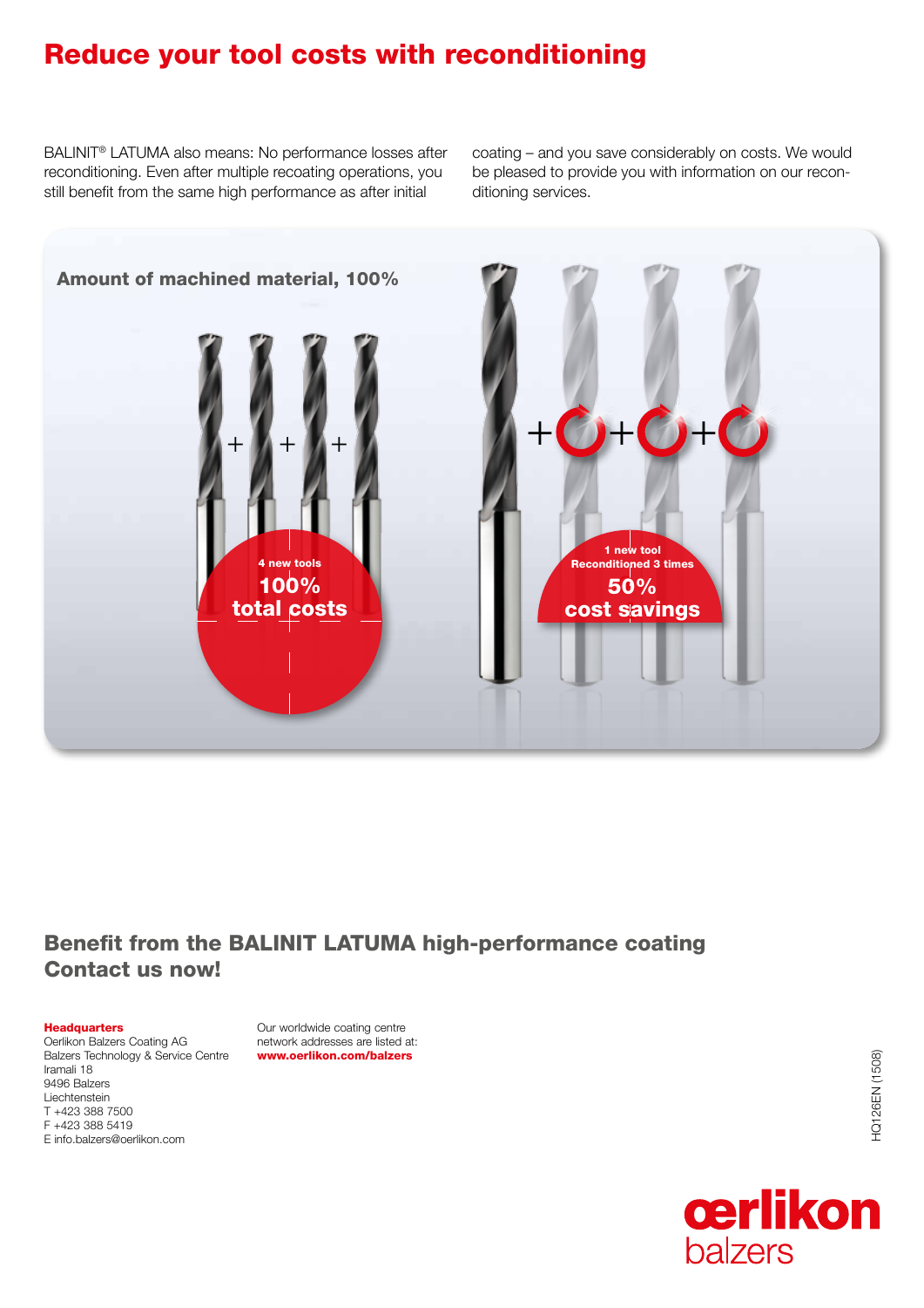# Reduce your tool costs with reconditioning

BALINIT® LATUMA also means: No performance losses after reconditioning. Even after multiple recoating operations, you still benefit from the same high performance as after initial coating – and you save considerably on costs. We would be pleased to provide you with information on our reconditioning services.

Amount of machined material, 100%

4 new tools
100%
total costs

1 new tool
Reconditioned 3 times
50%
cost savings

## Benefit from the BALINIT LATUMA high-performance coating
## Contact us now!

**Headquarters**
Oerlikon Balzers Coating AG
Balzers Technology & Service Centre
Iramali 18
9496 Balzers
Liechtenstein
T +423 388 7500
F +423 388 5419
E info.balzers@oerlikon.com

Our worldwide coating centre network addresses are listed at:
**www.oerlikon.com/balzers**

HQ126EN (1508)

oerlikon
balzers